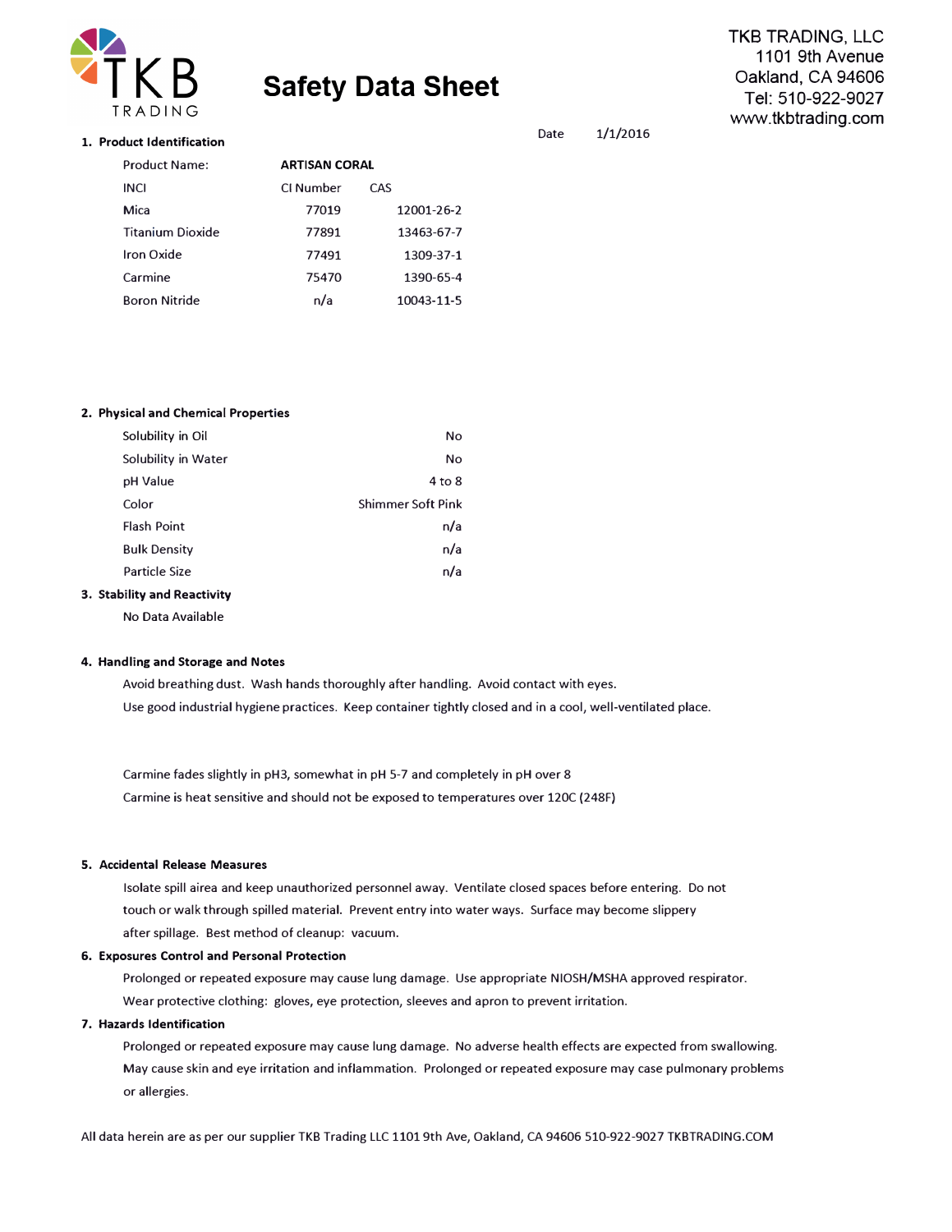TKB TRADING, LLC
1101 9th Avenue
Oakland, CA 94606
Tel: 510-922-9027
www.tkbtrading.com

# Safety Data Sheet

Date 1/1/2016

## 1. Product Identification

| Product Name: | ARTISAN CORAL | |
|---|---|---|
| INCI | CI Number | CAS |
| Mica | 77019 | 12001-26-2 |
| Titanium Dioxide | 77891 | 13463-67-7 |
| Iron Oxide | 77491 | 1309-37-1 |
| Carmine | 75470 | 1390-65-4 |
| Boron Nitride | n/a | 10043-11-5 |

## 2. Physical and Chemical Properties

| Property | Value |
|---|---|
| Solubility in Oil | No |
| Solubility in Water | No |
| pH Value | 4 to 8 |
| Color | Shimmer Soft Pink |
| Flash Point | n/a |
| Bulk Density | n/a |
| Particle Size | n/a |

## 3. Stability and Reactivity

No Data Available

## 4. Handling and Storage and Notes

Avoid breathing dust. Wash hands thoroughly after handling. Avoid contact with eyes.
Use good industrial hygiene practices. Keep container tightly closed and in a cool, well-ventilated place.

Carmine fades slightly in pH3, somewhat in pH 5-7 and completely in pH over 8
Carmine is heat sensitive and should not be exposed to temperatures over 120C (248F)

## 5. Accidental Release Measures

Isolate spill airea and keep unauthorized personnel away. Ventilate closed spaces before entering. Do not touch or walk through spilled material. Prevent entry into water ways. Surface may become slippery after spillage. Best method of cleanup: vacuum.

## 6. Exposures Control and Personal Protection

Prolonged or repeated exposure may cause lung damage. Use appropriate NIOSH/MSHA approved respirator.
Wear protective clothing: gloves, eye protection, sleeves and apron to prevent irritation.

## 7. Hazards Identification

Prolonged or repeated exposure may cause lung damage. No adverse health effects are expected from swallowing.
May cause skin and eye irritation and inflammation. Prolonged or repeated exposure may case pulmonary problems or allergies.

All data herein are as per our supplier TKB Trading LLC 1101 9th Ave, Oakland, CA 94606 510-922-9027 TKBTRADING.COM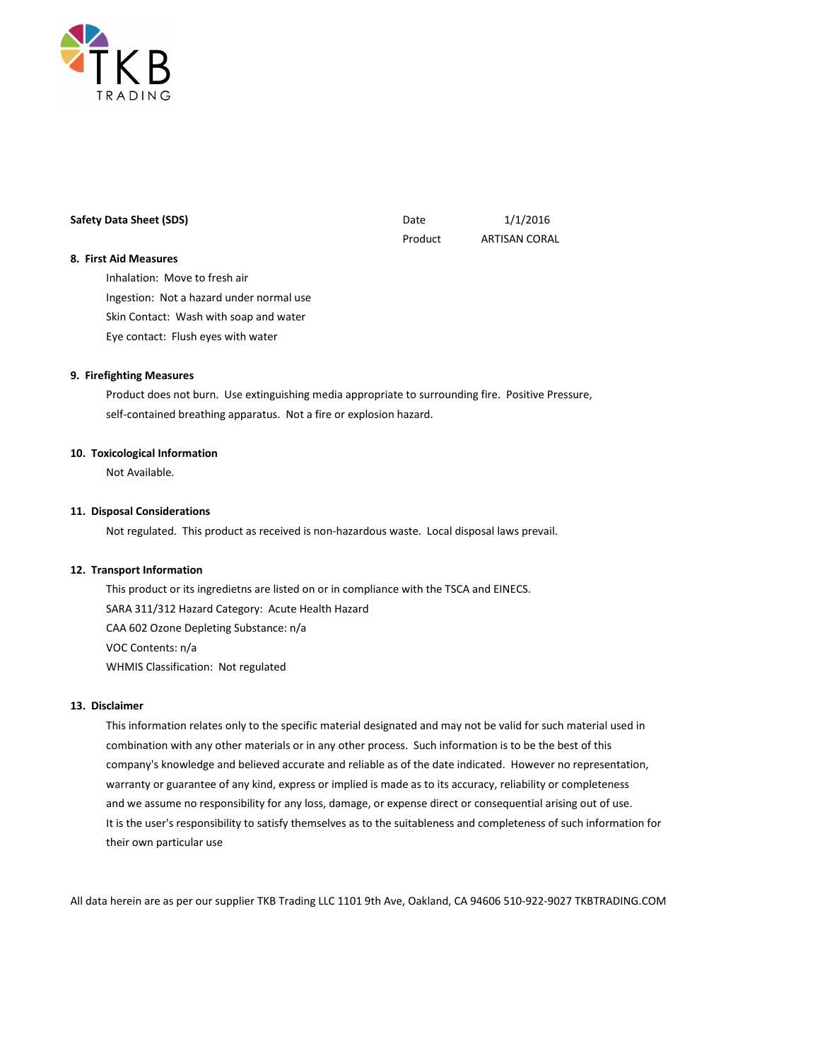**Safety Data Sheet (SDS)**

| | |
|---|---|
| Date | 1/1/2016 |
| Product | ARTISAN CORAL |

## 8. First Aid Measures

Inhalation: Move to fresh air

Ingestion: Not a hazard under normal use

Skin Contact: Wash with soap and water

Eye contact: Flush eyes with water

## 9. Firefighting Measures

Product does not burn. Use extinguishing media appropriate to surrounding fire. Positive Pressure, self-contained breathing apparatus. Not a fire or explosion hazard.

## 10. Toxicological Information

Not Available.

## 11. Disposal Considerations

Not regulated. This product as received is non-hazardous waste. Local disposal laws prevail.

## 12. Transport Information

This product or its ingredietns are listed on or in compliance with the TSCA and EINECS.

SARA 311/312 Hazard Category: Acute Health Hazard

CAA 602 Ozone Depleting Substance: n/a

VOC Contents: n/a

WHMIS Classification: Not regulated

## 13. Disclaimer

This information relates only to the specific material designated and may not be valid for such material used in combination with any other materials or in any other process. Such information is to be the best of this company's knowledge and believed accurate and reliable as of the date indicated. However no representation, warranty or guarantee of any kind, express or implied is made as to its accuracy, reliability or completeness and we assume no responsibility for any loss, damage, or expense direct or consequential arising out of use. It is the user's responsibility to satisfy themselves as to the suitableness and completeness of such information for their own particular use

All data herein are as per our supplier TKB Trading LLC 1101 9th Ave, Oakland, CA 94606 510-922-9027 TKBTRADING.COM